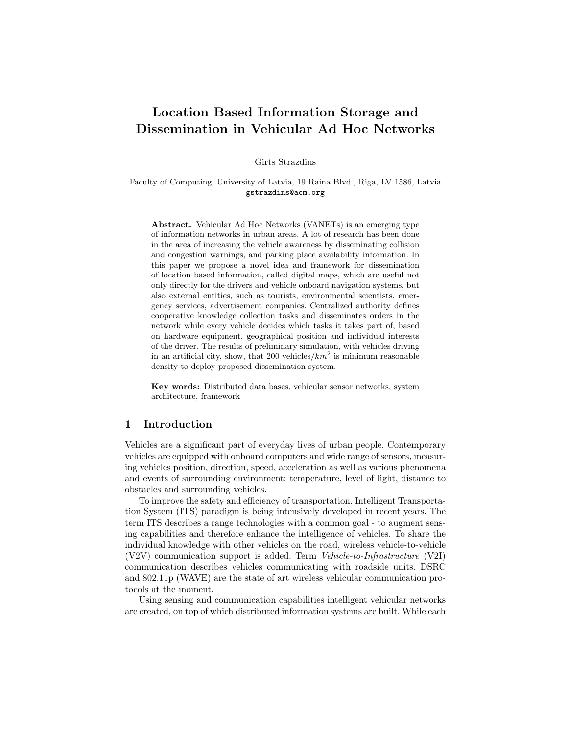# Location Based Information Storage and Dissemination in Vehicular Ad Hoc Networks

Girts Strazdins

Faculty of Computing, University of Latvia, 19 Raina Blvd., Riga, LV 1586, Latvia
gstrazdins@acm.org

**Abstract.** Vehicular Ad Hoc Networks (VANETs) is an emerging type of information networks in urban areas. A lot of research has been done in the area of increasing the vehicle awareness by disseminating collision and congestion warnings, and parking place availability information. In this paper we propose a novel idea and framework for dissemination of location based information, called digital maps, which are useful not only directly for the drivers and vehicle onboard navigation systems, but also external entities, such as tourists, environmental scientists, emergency services, advertisement companies. Centralized authority defines cooperative knowledge collection tasks and disseminates orders in the network while every vehicle decides which tasks it takes part of, based on hardware equipment, geographical position and individual interests of the driver. The results of preliminary simulation, with vehicles driving in an artificial city, show, that 200 vehicles/$km^2$ is minimum reasonable density to deploy proposed dissemination system.

**Key words:** Distributed data bases, vehicular sensor networks, system architecture, framework

## 1 Introduction

Vehicles are a significant part of everyday lives of urban people. Contemporary vehicles are equipped with onboard computers and wide range of sensors, measuring vehicles position, direction, speed, acceleration as well as various phenomena and events of surrounding environment: temperature, level of light, distance to obstacles and surrounding vehicles.

To improve the safety and efficiency of transportation, Intelligent Transportation System (ITS) paradigm is being intensively developed in recent years. The term ITS describes a range technologies with a common goal - to augment sensing capabilities and therefore enhance the intelligence of vehicles. To share the individual knowledge with other vehicles on the road, wireless vehicle-to-vehicle (V2V) communication support is added. Term *Vehicle-to-Infrastructure* (V2I) communication describes vehicles communicating with roadside units. DSRC and 802.11p (WAVE) are the state of art wireless vehicular communication protocols at the moment.

Using sensing and communication capabilities intelligent vehicular networks are created, on top of which distributed information systems are built. While each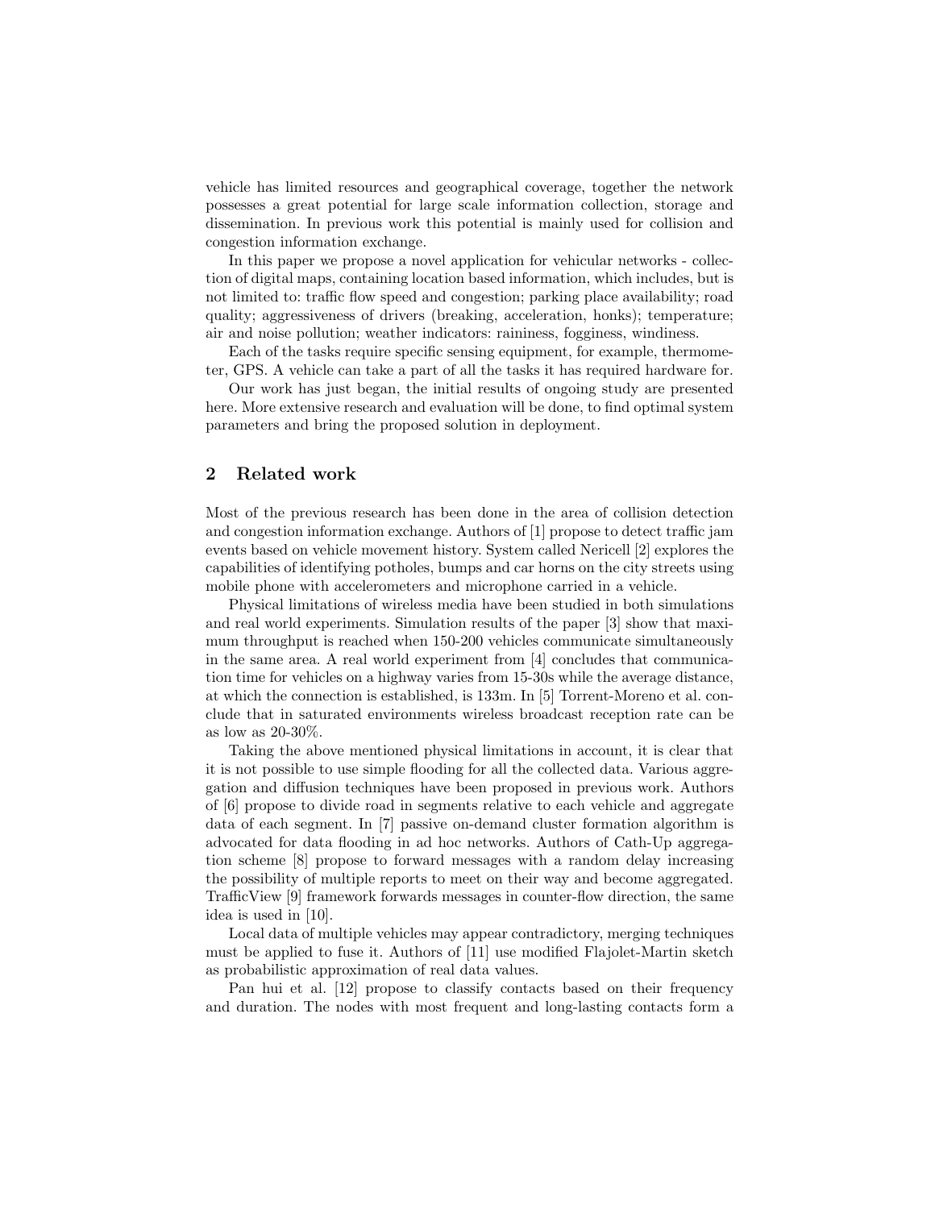vehicle has limited resources and geographical coverage, together the network possesses a great potential for large scale information collection, storage and dissemination. In previous work this potential is mainly used for collision and congestion information exchange.

In this paper we propose a novel application for vehicular networks - collection of digital maps, containing location based information, which includes, but is not limited to: traffic flow speed and congestion; parking place availability; road quality; aggressiveness of drivers (breaking, acceleration, honks); temperature; air and noise pollution; weather indicators: raininess, fogginess, windiness.

Each of the tasks require specific sensing equipment, for example, thermometer, GPS. A vehicle can take a part of all the tasks it has required hardware for.

Our work has just began, the initial results of ongoing study are presented here. More extensive research and evaluation will be done, to find optimal system parameters and bring the proposed solution in deployment.

## 2 Related work

Most of the previous research has been done in the area of collision detection and congestion information exchange. Authors of [1] propose to detect traffic jam events based on vehicle movement history. System called Nericell [2] explores the capabilities of identifying potholes, bumps and car horns on the city streets using mobile phone with accelerometers and microphone carried in a vehicle.

Physical limitations of wireless media have been studied in both simulations and real world experiments. Simulation results of the paper [3] show that maximum throughput is reached when 150-200 vehicles communicate simultaneously in the same area. A real world experiment from [4] concludes that communication time for vehicles on a highway varies from 15-30s while the average distance, at which the connection is established, is 133m. In [5] Torrent-Moreno et al. conclude that in saturated environments wireless broadcast reception rate can be as low as 20-30%.

Taking the above mentioned physical limitations in account, it is clear that it is not possible to use simple flooding for all the collected data. Various aggregation and diffusion techniques have been proposed in previous work. Authors of [6] propose to divide road in segments relative to each vehicle and aggregate data of each segment. In [7] passive on-demand cluster formation algorithm is advocated for data flooding in ad hoc networks. Authors of Cath-Up aggregation scheme [8] propose to forward messages with a random delay increasing the possibility of multiple reports to meet on their way and become aggregated. TrafficView [9] framework forwards messages in counter-flow direction, the same idea is used in [10].

Local data of multiple vehicles may appear contradictory, merging techniques must be applied to fuse it. Authors of [11] use modified Flajolet-Martin sketch as probabilistic approximation of real data values.

Pan hui et al. [12] propose to classify contacts based on their frequency and duration. The nodes with most frequent and long-lasting contacts form a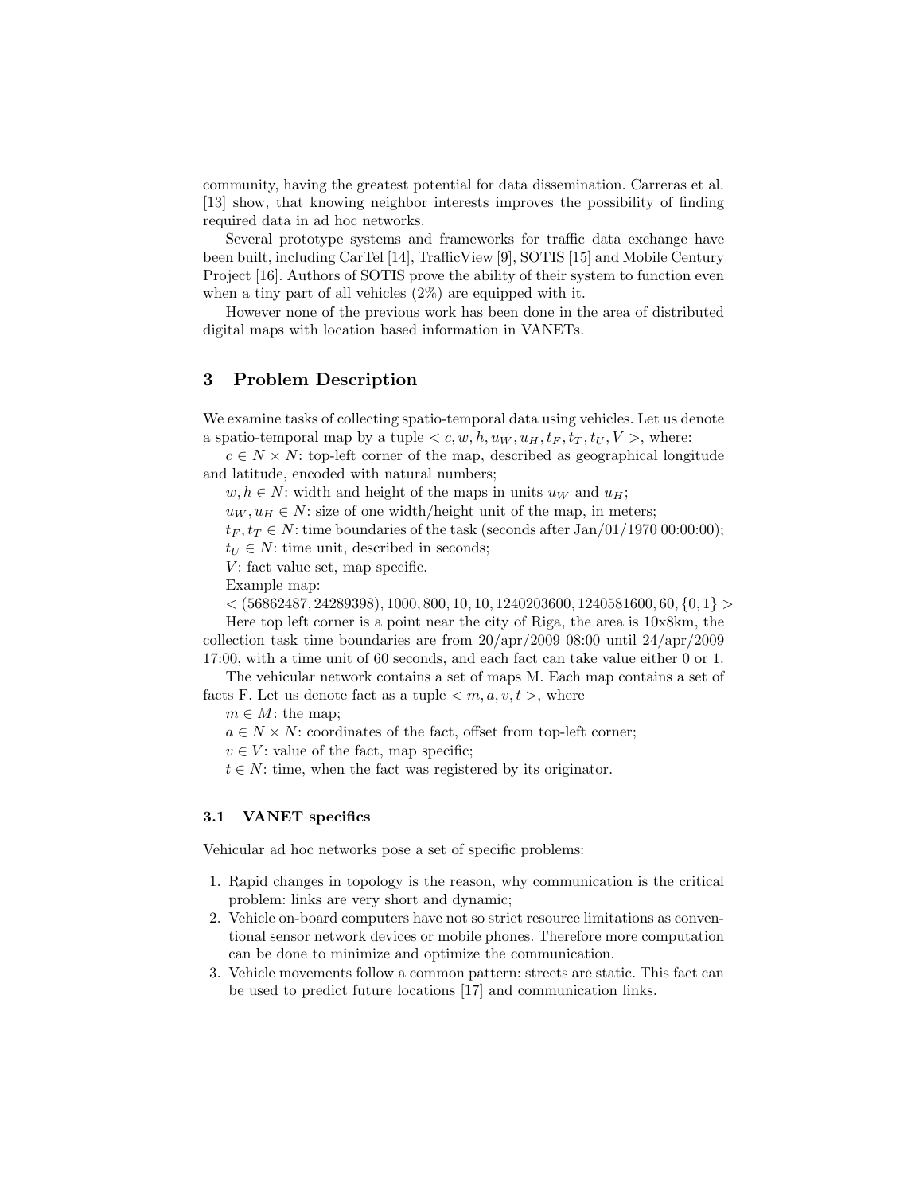community, having the greatest potential for data dissemination. Carreras et al. [13] show, that knowing neighbor interests improves the possibility of finding required data in ad hoc networks.

Several prototype systems and frameworks for traffic data exchange have been built, including CarTel [14], TrafficView [9], SOTIS [15] and Mobile Century Project [16]. Authors of SOTIS prove the ability of their system to function even when a tiny part of all vehicles (2%) are equipped with it.

However none of the previous work has been done in the area of distributed digital maps with location based information in VANETs.

## 3 Problem Description

We examine tasks of collecting spatio-temporal data using vehicles. Let us denote a spatio-temporal map by a tuple $< c, w, h, u_W, u_H, t_F, t_T, t_U, V >$, where:

$c \in N \times N$: top-left corner of the map, described as geographical longitude and latitude, encoded with natural numbers;

$w, h \in N$: width and height of the maps in units $u_W$ and $u_H$;

$u_W, u_H \in N$: size of one width/height unit of the map, in meters;

$t_F, t_T \in N$: time boundaries of the task (seconds after Jan/01/1970 00:00:00);

$t_U \in N$: time unit, described in seconds;

$V$: fact value set, map specific.

Example map:

$< (56862487, 24289398), 1000, 800, 10, 10, 1240203600, 1240581600, 60, \{0, 1\} >$

Here top left corner is a point near the city of Riga, the area is 10x8km, the collection task time boundaries are from 20/apr/2009 08:00 until 24/apr/2009 17:00, with a time unit of 60 seconds, and each fact can take value either 0 or 1.

The vehicular network contains a set of maps M. Each map contains a set of facts F. Let us denote fact as a tuple $< m, a, v, t >$, where

$m \in M$: the map;

$a \in N \times N$: coordinates of the fact, offset from top-left corner;

$v \in V$: value of the fact, map specific;

$t \in N$: time, when the fact was registered by its originator.

### 3.1 VANET specifics

Vehicular ad hoc networks pose a set of specific problems:

1. Rapid changes in topology is the reason, why communication is the critical problem: links are very short and dynamic;
2. Vehicle on-board computers have not so strict resource limitations as conventional sensor network devices or mobile phones. Therefore more computation can be done to minimize and optimize the communication.
3. Vehicle movements follow a common pattern: streets are static. This fact can be used to predict future locations [17] and communication links.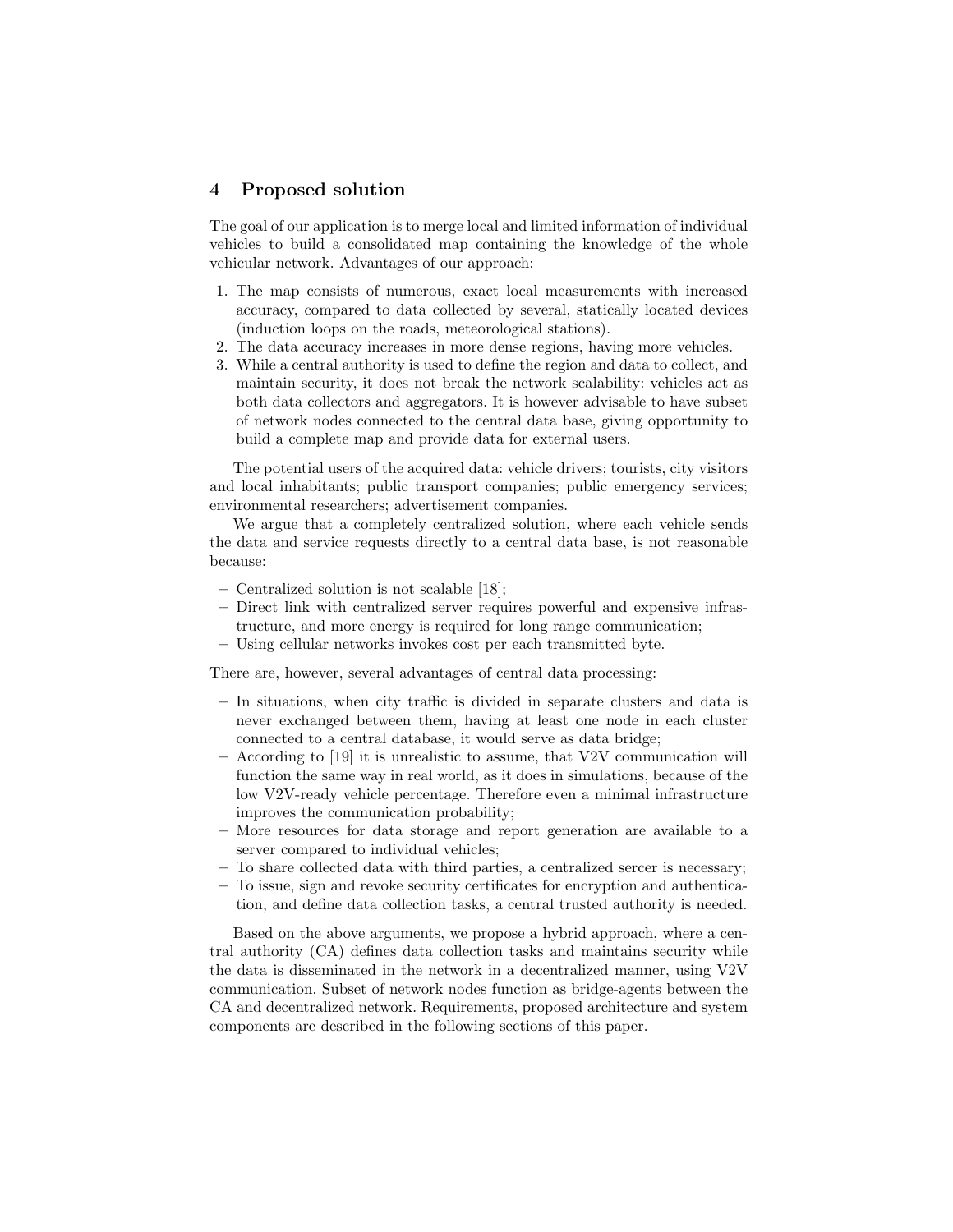## 4 Proposed solution

The goal of our application is to merge local and limited information of individual vehicles to build a consolidated map containing the knowledge of the whole vehicular network. Advantages of our approach:

1. The map consists of numerous, exact local measurements with increased accuracy, compared to data collected by several, statically located devices (induction loops on the roads, meteorological stations).
2. The data accuracy increases in more dense regions, having more vehicles.
3. While a central authority is used to define the region and data to collect, and maintain security, it does not break the network scalability: vehicles act as both data collectors and aggregators. It is however advisable to have subset of network nodes connected to the central data base, giving opportunity to build a complete map and provide data for external users.

The potential users of the acquired data: vehicle drivers; tourists, city visitors and local inhabitants; public transport companies; public emergency services; environmental researchers; advertisement companies.

We argue that a completely centralized solution, where each vehicle sends the data and service requests directly to a central data base, is not reasonable because:

- Centralized solution is not scalable [18];
- Direct link with centralized server requires powerful and expensive infrastructure, and more energy is required for long range communication;
- Using cellular networks invokes cost per each transmitted byte.

There are, however, several advantages of central data processing:

- In situations, when city traffic is divided in separate clusters and data is never exchanged between them, having at least one node in each cluster connected to a central database, it would serve as data bridge;
- According to [19] it is unrealistic to assume, that V2V communication will function the same way in real world, as it does in simulations, because of the low V2V-ready vehicle percentage. Therefore even a minimal infrastructure improves the communication probability;
- More resources for data storage and report generation are available to a server compared to individual vehicles;
- To share collected data with third parties, a centralized sercer is necessary;
- To issue, sign and revoke security certificates for encryption and authentication, and define data collection tasks, a central trusted authority is needed.

Based on the above arguments, we propose a hybrid approach, where a central authority (CA) defines data collection tasks and maintains security while the data is disseminated in the network in a decentralized manner, using V2V communication. Subset of network nodes function as bridge-agents between the CA and decentralized network. Requirements, proposed architecture and system components are described in the following sections of this paper.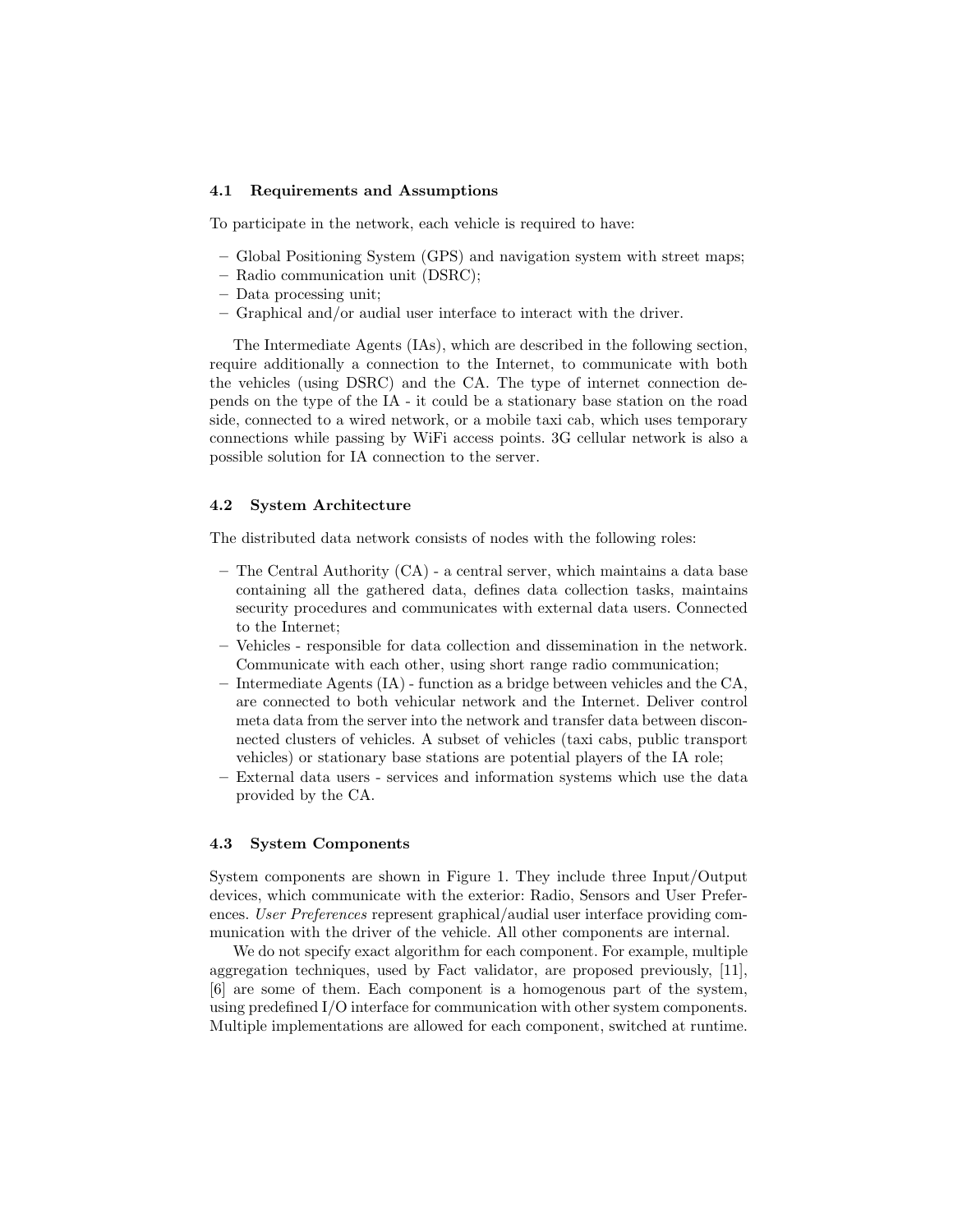### 4.1 Requirements and Assumptions

To participate in the network, each vehicle is required to have:

- Global Positioning System (GPS) and navigation system with street maps;
- Radio communication unit (DSRC);
- Data processing unit;
- Graphical and/or audial user interface to interact with the driver.

The Intermediate Agents (IAs), which are described in the following section, require additionally a connection to the Internet, to communicate with both the vehicles (using DSRC) and the CA. The type of internet connection depends on the type of the IA - it could be a stationary base station on the road side, connected to a wired network, or a mobile taxi cab, which uses temporary connections while passing by WiFi access points. 3G cellular network is also a possible solution for IA connection to the server.

### 4.2 System Architecture

The distributed data network consists of nodes with the following roles:

- The Central Authority (CA) - a central server, which maintains a data base containing all the gathered data, defines data collection tasks, maintains security procedures and communicates with external data users. Connected to the Internet;
- Vehicles - responsible for data collection and dissemination in the network. Communicate with each other, using short range radio communication;
- Intermediate Agents (IA) - function as a bridge between vehicles and the CA, are connected to both vehicular network and the Internet. Deliver control meta data from the server into the network and transfer data between disconnected clusters of vehicles. A subset of vehicles (taxi cabs, public transport vehicles) or stationary base stations are potential players of the IA role;
- External data users - services and information systems which use the data provided by the CA.

### 4.3 System Components

System components are shown in Figure 1. They include three Input/Output devices, which communicate with the exterior: Radio, Sensors and User Preferences. *User Preferences* represent graphical/audial user interface providing communication with the driver of the vehicle. All other components are internal.

We do not specify exact algorithm for each component. For example, multiple aggregation techniques, used by Fact validator, are proposed previously, [11], [6] are some of them. Each component is a homogenous part of the system, using predefined I/O interface for communication with other system components. Multiple implementations are allowed for each component, switched at runtime.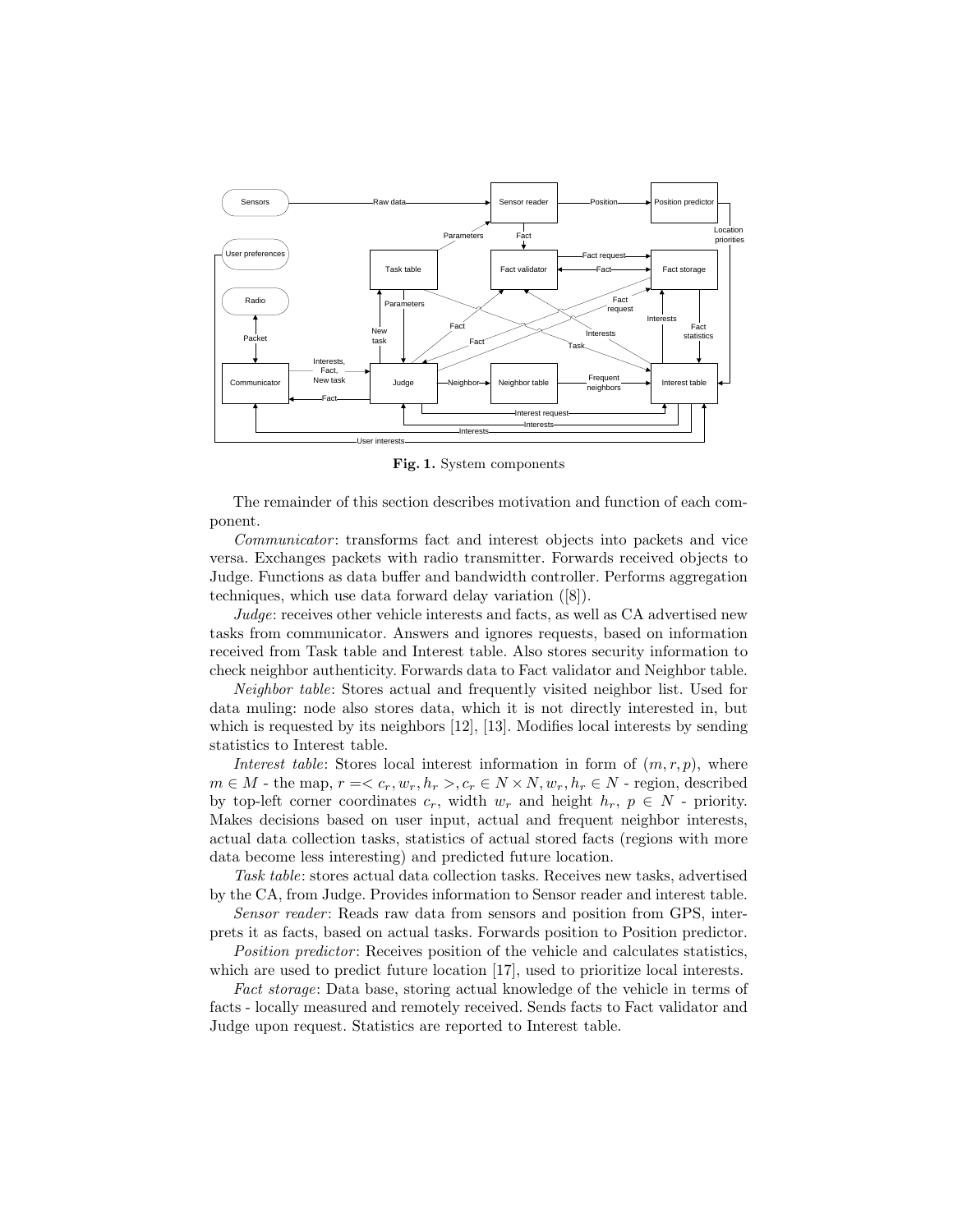Fig. 1. System components

The remainder of this section describes motivation and function of each component.

*Communicator*: transforms fact and interest objects into packets and vice versa. Exchanges packets with radio transmitter. Forwards received objects to Judge. Functions as data buffer and bandwidth controller. Performs aggregation techniques, which use data forward delay variation ([8]).

*Judge*: receives other vehicle interests and facts, as well as CA advertised new tasks from communicator. Answers and ignores requests, based on information received from Task table and Interest table. Also stores security information to check neighbor authenticity. Forwards data to Fact validator and Neighbor table.

*Neighbor table*: Stores actual and frequently visited neighbor list. Used for data muling: node also stores data, which it is not directly interested in, but which is requested by its neighbors [12], [13]. Modifies local interests by sending statistics to Interest table.

*Interest table*: Stores local interest information in form of $(m, r, p)$, where $m \in M$ - the map, $r = < c_r, w_r, h_r >, c_r \in N \times N, w_r, h_r \in N$ - region, described by top-left corner coordinates $c_r$, width $w_r$ and height $h_r$, $p \in N$ - priority. Makes decisions based on user input, actual and frequent neighbor interests, actual data collection tasks, statistics of actual stored facts (regions with more data become less interesting) and predicted future location.

*Task table*: stores actual data collection tasks. Receives new tasks, advertised by the CA, from Judge. Provides information to Sensor reader and interest table.

*Sensor reader*: Reads raw data from sensors and position from GPS, interprets it as facts, based on actual tasks. Forwards position to Position predictor.

*Position predictor*: Receives position of the vehicle and calculates statistics, which are used to predict future location [17], used to prioritize local interests.

*Fact storage*: Data base, storing actual knowledge of the vehicle in terms of facts - locally measured and remotely received. Sends facts to Fact validator and Judge upon request. Statistics are reported to Interest table.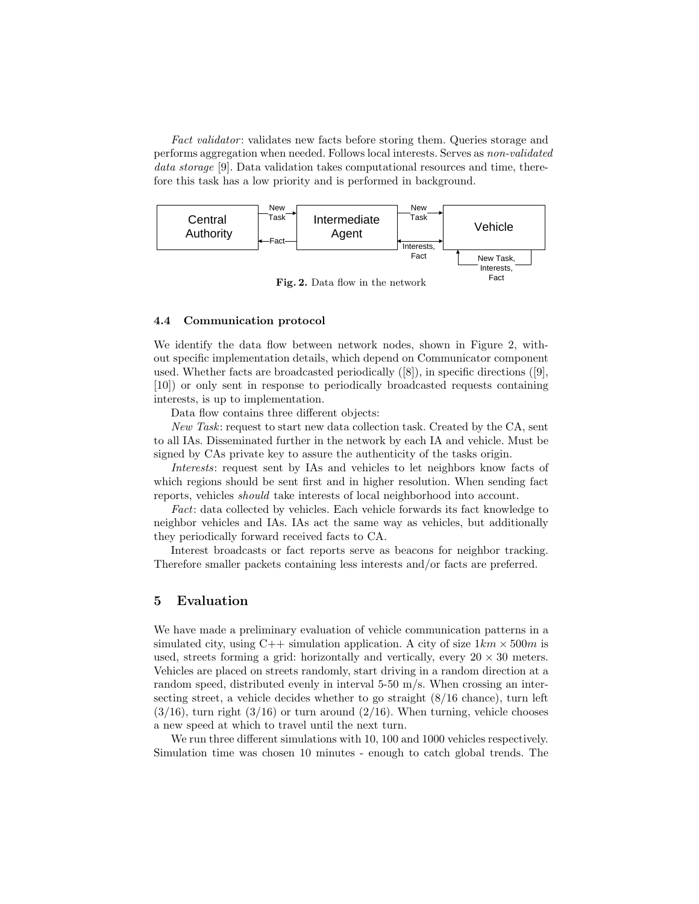*Fact validator*: validates new facts before storing them. Queries storage and performs aggregation when needed. Follows local interests. Serves as *non-validated data storage* [9]. Data validation takes computational resources and time, therefore this task has a low priority and is performed in background.

**Fig. 2.** Data flow in the network

### 4.4 Communication protocol

We identify the data flow between network nodes, shown in Figure 2, without specific implementation details, which depend on Communicator component used. Whether facts are broadcasted periodically ([8]), in specific directions ([9], [10]) or only sent in response to periodically broadcasted requests containing interests, is up to implementation.

Data flow contains three different objects:

*New Task*: request to start new data collection task. Created by the CA, sent to all IAs. Disseminated further in the network by each IA and vehicle. Must be signed by CAs private key to assure the authenticity of the tasks origin.

*Interests*: request sent by IAs and vehicles to let neighbors know facts of which regions should be sent first and in higher resolution. When sending fact reports, vehicles *should* take interests of local neighborhood into account.

*Fact*: data collected by vehicles. Each vehicle forwards its fact knowledge to neighbor vehicles and IAs. IAs act the same way as vehicles, but additionally they periodically forward received facts to CA.

Interest broadcasts or fact reports serve as beacons for neighbor tracking. Therefore smaller packets containing less interests and/or facts are preferred.

## 5 Evaluation

We have made a preliminary evaluation of vehicle communication patterns in a simulated city, using C++ simulation application. A city of size $1km \times 500m$ is used, streets forming a grid: horizontally and vertically, every $20 \times 30$ meters. Vehicles are placed on streets randomly, start driving in a random direction at a random speed, distributed evenly in interval 5-50 m/s. When crossing an intersecting street, a vehicle decides whether to go straight (8/16 chance), turn left (3/16), turn right (3/16) or turn around (2/16). When turning, vehicle chooses a new speed at which to travel until the next turn.

We run three different simulations with 10, 100 and 1000 vehicles respectively. Simulation time was chosen 10 minutes - enough to catch global trends. The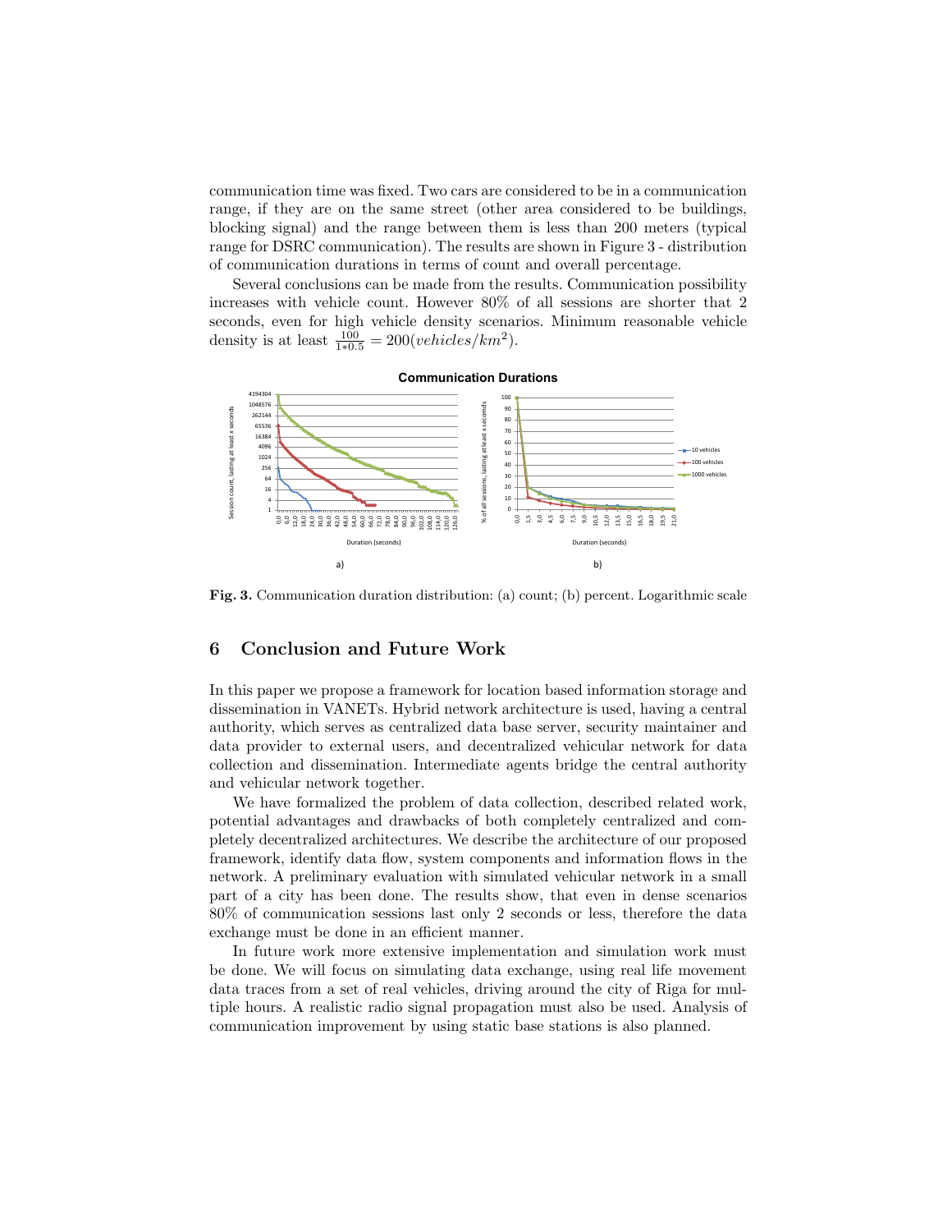communication time was fixed. Two cars are considered to be in a communication range, if they are on the same street (other area considered to be buildings, blocking signal) and the range between them is less than 200 meters (typical range for DSRC communication). The results are shown in Figure 3 - distribution of communication durations in terms of count and overall percentage.

Several conclusions can be made from the results. Communication possibility increases with vehicle count. However 80% of all sessions are shorter that 2 seconds, even for high vehicle density scenarios. Minimum reasonable vehicle density is at least $\frac{100}{1*0.5} = 200(vehicles/km^2)$.

**Fig. 3.** Communication duration distribution: (a) count; (b) percent. Logarithmic scale

## 6 Conclusion and Future Work

In this paper we propose a framework for location based information storage and dissemination in VANETs. Hybrid network architecture is used, having a central authority, which serves as centralized data base server, security maintainer and data provider to external users, and decentralized vehicular network for data collection and dissemination. Intermediate agents bridge the central authority and vehicular network together.

We have formalized the problem of data collection, described related work, potential advantages and drawbacks of both completely centralized and completely decentralized architectures. We describe the architecture of our proposed framework, identify data flow, system components and information flows in the network. A preliminary evaluation with simulated vehicular network in a small part of a city has been done. The results show, that even in dense scenarios 80% of communication sessions last only 2 seconds or less, therefore the data exchange must be done in an efficient manner.

In future work more extensive implementation and simulation work must be done. We will focus on simulating data exchange, using real life movement data traces from a set of real vehicles, driving around the city of Riga for multiple hours. A realistic radio signal propagation must also be used. Analysis of communication improvement by using static base stations is also planned.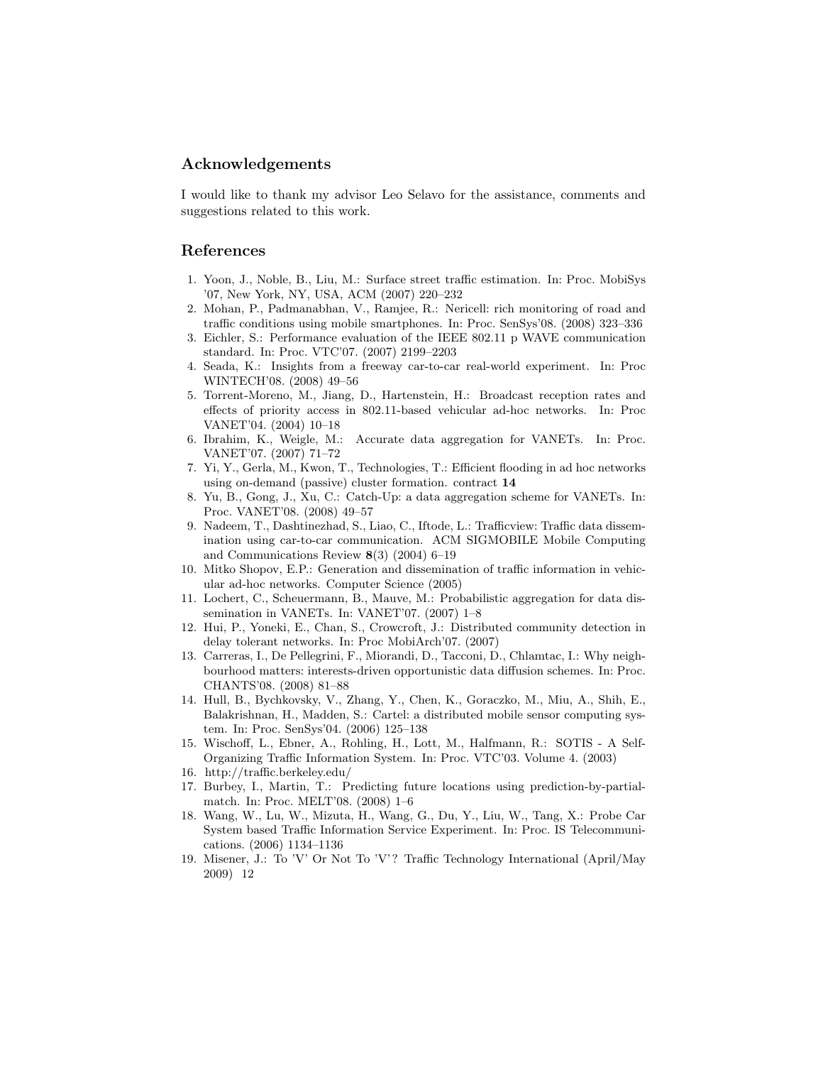## Acknowledgements

I would like to thank my advisor Leo Selavo for the assistance, comments and suggestions related to this work.

## References

1. Yoon, J., Noble, B., Liu, M.: Surface street traffic estimation. In: Proc. MobiSys '07, New York, NY, USA, ACM (2007) 220–232
2. Mohan, P., Padmanabhan, V., Ramjee, R.: Nericell: rich monitoring of road and traffic conditions using mobile smartphones. In: Proc. SenSys'08. (2008) 323–336
3. Eichler, S.: Performance evaluation of the IEEE 802.11 p WAVE communication standard. In: Proc. VTC'07. (2007) 2199–2203
4. Seada, K.: Insights from a freeway car-to-car real-world experiment. In: Proc WINTECH'08. (2008) 49–56
5. Torrent-Moreno, M., Jiang, D., Hartenstein, H.: Broadcast reception rates and effects of priority access in 802.11-based vehicular ad-hoc networks. In: Proc VANET'04. (2004) 10–18
6. Ibrahim, K., Weigle, M.: Accurate data aggregation for VANETs. In: Proc. VANET'07. (2007) 71–72
7. Yi, Y., Gerla, M., Kwon, T., Technologies, T.: Efficient flooding in ad hoc networks using on-demand (passive) cluster formation. contract **14**
8. Yu, B., Gong, J., Xu, C.: Catch-Up: a data aggregation scheme for VANETs. In: Proc. VANET'08. (2008) 49–57
9. Nadeem, T., Dashtinezhad, S., Liao, C., Iftode, L.: Trafficview: Traffic data dissemination using car-to-car communication. ACM SIGMOBILE Mobile Computing and Communications Review **8**(3) (2004) 6–19
10. Mitko Shopov, E.P.: Generation and dissemination of traffic information in vehicular ad-hoc networks. Computer Science (2005)
11. Lochert, C., Scheuermann, B., Mauve, M.: Probabilistic aggregation for data dissemination in VANETs. In: VANET'07. (2007) 1–8
12. Hui, P., Yoneki, E., Chan, S., Crowcroft, J.: Distributed community detection in delay tolerant networks. In: Proc MobiArch'07. (2007)
13. Carreras, I., De Pellegrini, F., Miorandi, D., Tacconi, D., Chlamtac, I.: Why neighbourhood matters: interests-driven opportunistic data diffusion schemes. In: Proc. CHANTS'08. (2008) 81–88
14. Hull, B., Bychkovsky, V., Zhang, Y., Chen, K., Goraczko, M., Miu, A., Shih, E., Balakrishnan, H., Madden, S.: Cartel: a distributed mobile sensor computing system. In: Proc. SenSys'04. (2006) 125–138
15. Wischoff, L., Ebner, A., Rohling, H., Lott, M., Halfmann, R.: SOTIS - A Self-Organizing Traffic Information System. In: Proc. VTC'03. Volume 4. (2003)
16. http://traffic.berkeley.edu/
17. Burbey, I., Martin, T.: Predicting future locations using prediction-by-partial-match. In: Proc. MELT'08. (2008) 1–6
18. Wang, W., Lu, W., Mizuta, H., Wang, G., Du, Y., Liu, W., Tang, X.: Probe Car System based Traffic Information Service Experiment. In: Proc. IS Telecommunications. (2006) 1134–1136
19. Misener, J.: To 'V' Or Not To 'V'? Traffic Technology International (April/May 2009) 12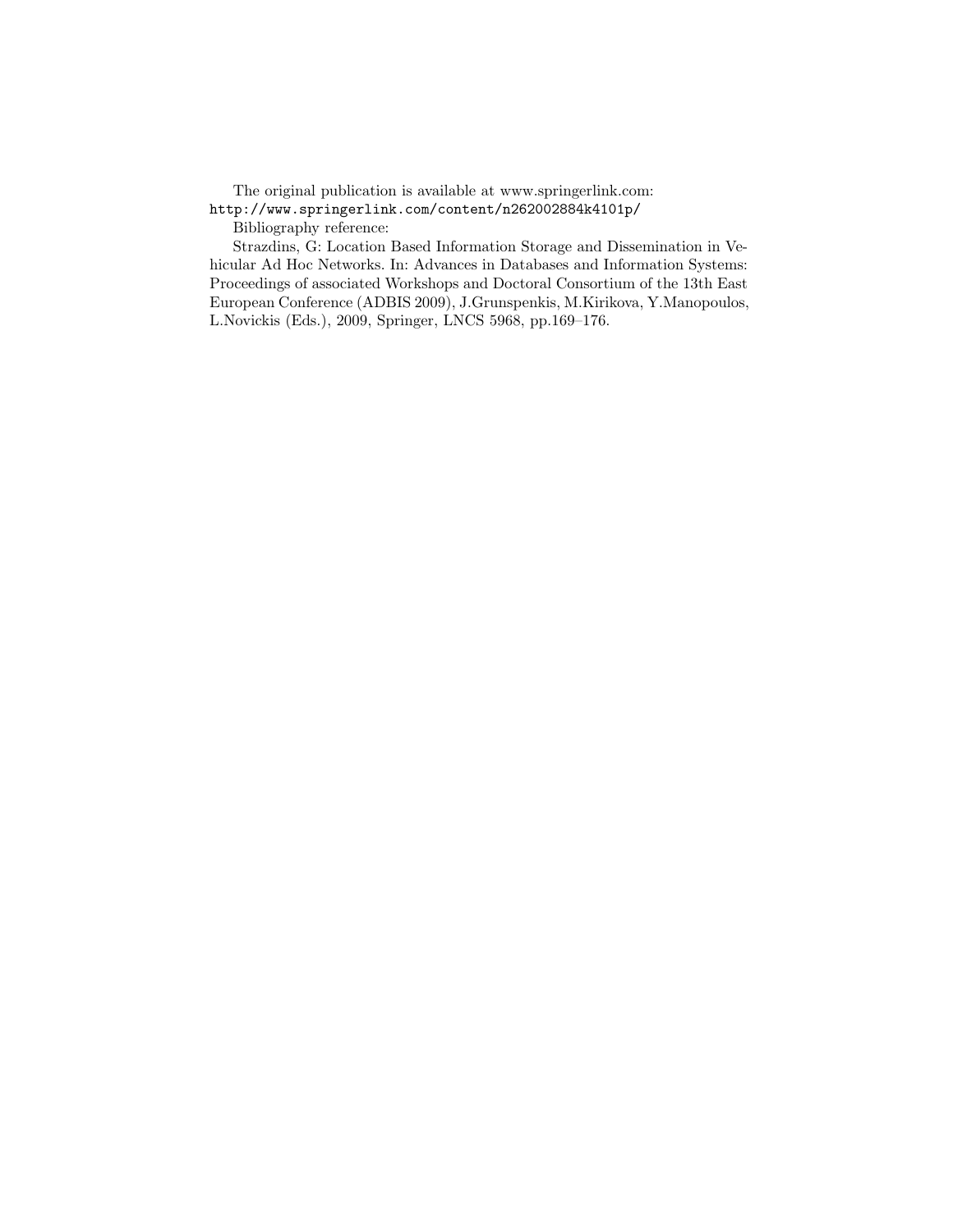The original publication is available at www.springerlink.com:
http://www.springerlink.com/content/n262002884k4101p/

Bibliography reference:

Strazdins, G: Location Based Information Storage and Dissemination in Vehicular Ad Hoc Networks. In: Advances in Databases and Information Systems: Proceedings of associated Workshops and Doctoral Consortium of the 13th East European Conference (ADBIS 2009), J.Grunspenkis, M.Kirikova, Y.Manopoulos, L.Novickis (Eds.), 2009, Springer, LNCS 5968, pp.169–176.